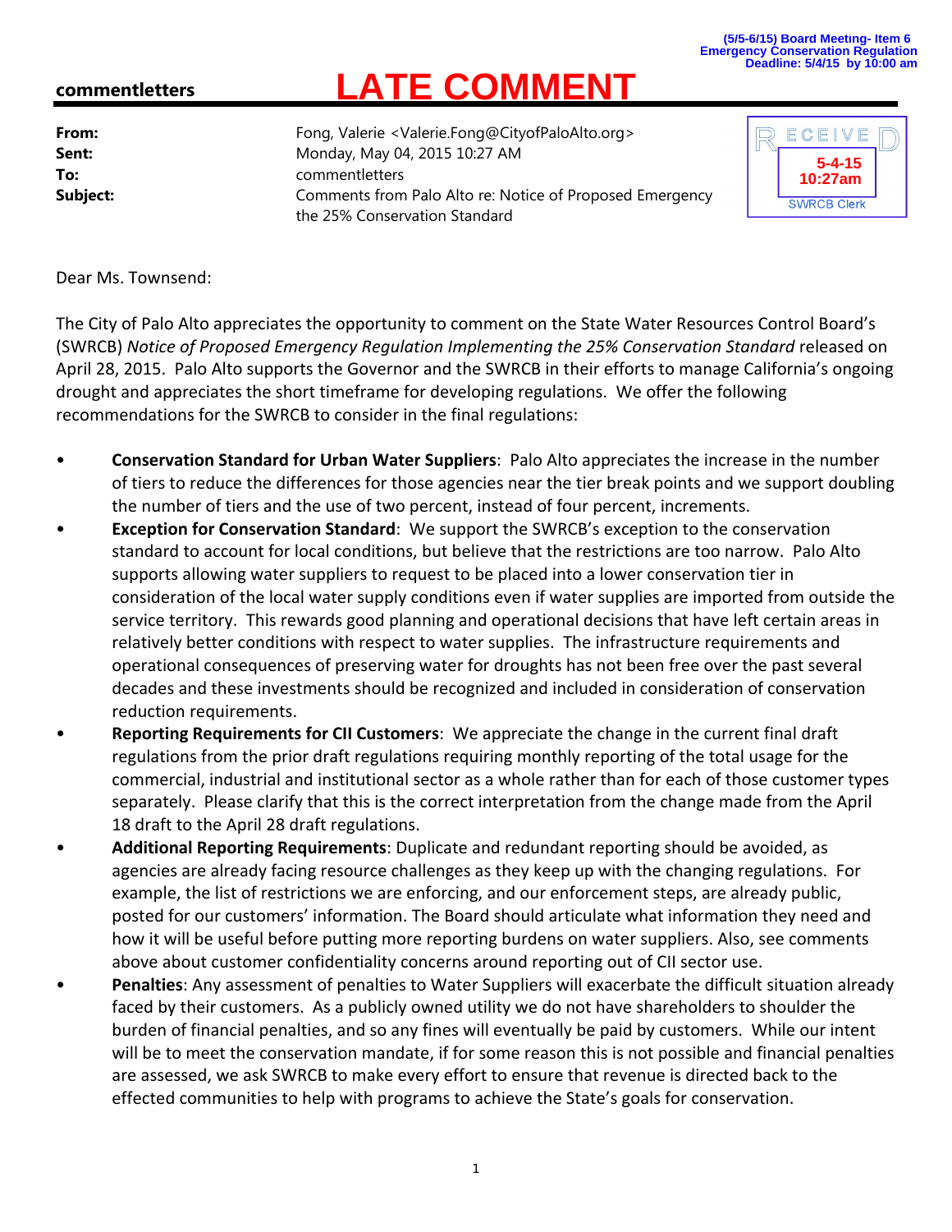(5/5-6/15) Board Meeting- Item 6
Emergency Conservation Regulation
Deadline: 5/4/15 by 10:00 am

**commentletters**

# LATE COMMENT

RECEIVED
5-4-15
10:27am
SWRCB Clerk

|  |  |
|---|---|
| **From:** | Fong, Valerie <Valerie.Fong@CityofPaloAlto.org> |
| **Sent:** | Monday, May 04, 2015 10:27 AM |
| **To:** | commentletters |
| **Subject:** | Comments from Palo Alto re: Notice of Proposed Emergency the 25% Conservation Standard |

Dear Ms. Townsend:

The City of Palo Alto appreciates the opportunity to comment on the State Water Resources Control Board's (SWRCB) *Notice of Proposed Emergency Regulation Implementing the 25% Conservation Standard* released on April 28, 2015. Palo Alto supports the Governor and the SWRCB in their efforts to manage California's ongoing drought and appreciates the short timeframe for developing regulations. We offer the following recommendations for the SWRCB to consider in the final regulations:

- **Conservation Standard for Urban Water Suppliers**: Palo Alto appreciates the increase in the number of tiers to reduce the differences for those agencies near the tier break points and we support doubling the number of tiers and the use of two percent, instead of four percent, increments.
- **Exception for Conservation Standard**: We support the SWRCB's exception to the conservation standard to account for local conditions, but believe that the restrictions are too narrow. Palo Alto supports allowing water suppliers to request to be placed into a lower conservation tier in consideration of the local water supply conditions even if water supplies are imported from outside the service territory. This rewards good planning and operational decisions that have left certain areas in relatively better conditions with respect to water supplies. The infrastructure requirements and operational consequences of preserving water for droughts has not been free over the past several decades and these investments should be recognized and included in consideration of conservation reduction requirements.
- **Reporting Requirements for CII Customers**: We appreciate the change in the current final draft regulations from the prior draft regulations requiring monthly reporting of the total usage for the commercial, industrial and institutional sector as a whole rather than for each of those customer types separately. Please clarify that this is the correct interpretation from the change made from the April 18 draft to the April 28 draft regulations.
- **Additional Reporting Requirements**: Duplicate and redundant reporting should be avoided, as agencies are already facing resource challenges as they keep up with the changing regulations. For example, the list of restrictions we are enforcing, and our enforcement steps, are already public, posted for our customers' information. The Board should articulate what information they need and how it will be useful before putting more reporting burdens on water suppliers. Also, see comments above about customer confidentiality concerns around reporting out of CII sector use.
- **Penalties**: Any assessment of penalties to Water Suppliers will exacerbate the difficult situation already faced by their customers. As a publicly owned utility we do not have shareholders to shoulder the burden of financial penalties, and so any fines will eventually be paid by customers. While our intent will be to meet the conservation mandate, if for some reason this is not possible and financial penalties are assessed, we ask SWRCB to make every effort to ensure that revenue is directed back to the effected communities to help with programs to achieve the State's goals for conservation.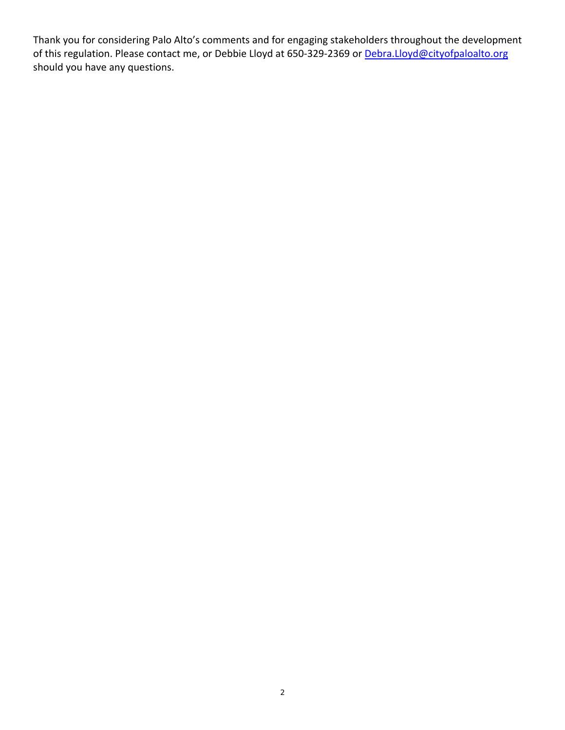Thank you for considering Palo Alto's comments and for engaging stakeholders throughout the development of this regulation. Please contact me, or Debbie Lloyd at 650-329-2369 or [Debra.Lloyd@cityofpaloalto.org](mailto:Debra.Lloyd@cityofpaloalto.org) should you have any questions.